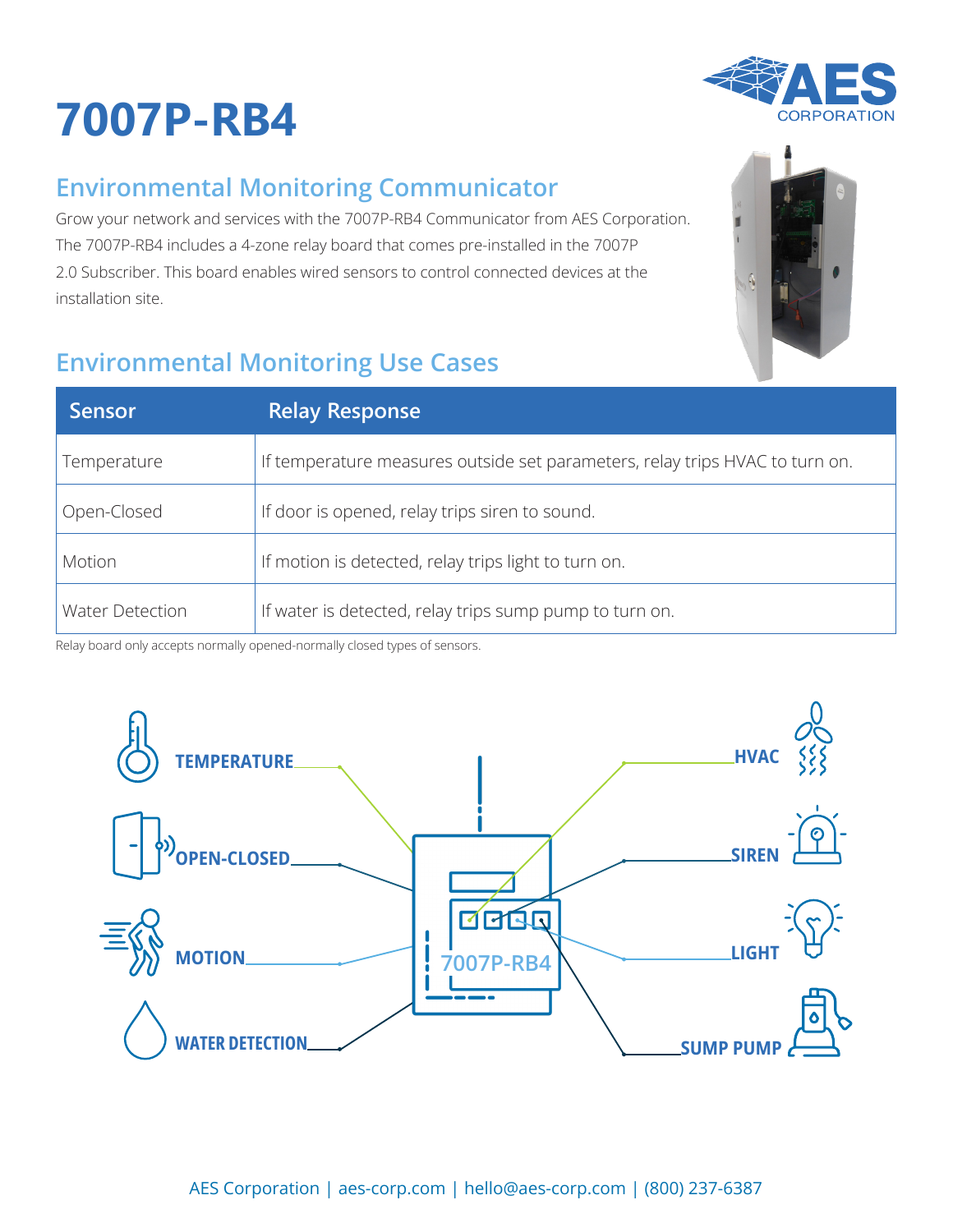# 7007P-RB4

## Environmental Monitoring Communicator

Grow your network and services with the 7007P-RB4 Communicator from AES Corporation. The 7007P-RB4 includes a 4-zone relay board that comes pre-installed in the 7007P 2.0 Subscriber. This board enables wired sensors to control connected devices at the installation site.

## Environmental Monitoring Use Cases

| Sensor | Relay Response |
|---|---|
| Temperature | If temperature measures outside set parameters, relay trips HVAC to turn on. |
| Open-Closed | If door is opened, relay trips siren to sound. |
| Motion | If motion is detected, relay trips light to turn on. |
| Water Detection | If water is detected, relay trips sump pump to turn on. |

Relay board only accepts normally opened-normally closed types of sensors.

TEMPERATURE — HVAC

OPEN-CLOSED — SIREN

MOTION — LIGHT

WATER DETECTION — SUMP PUMP

7007P-RB4

AES Corporation | aes-corp.com | hello@aes-corp.com | (800) 237-6387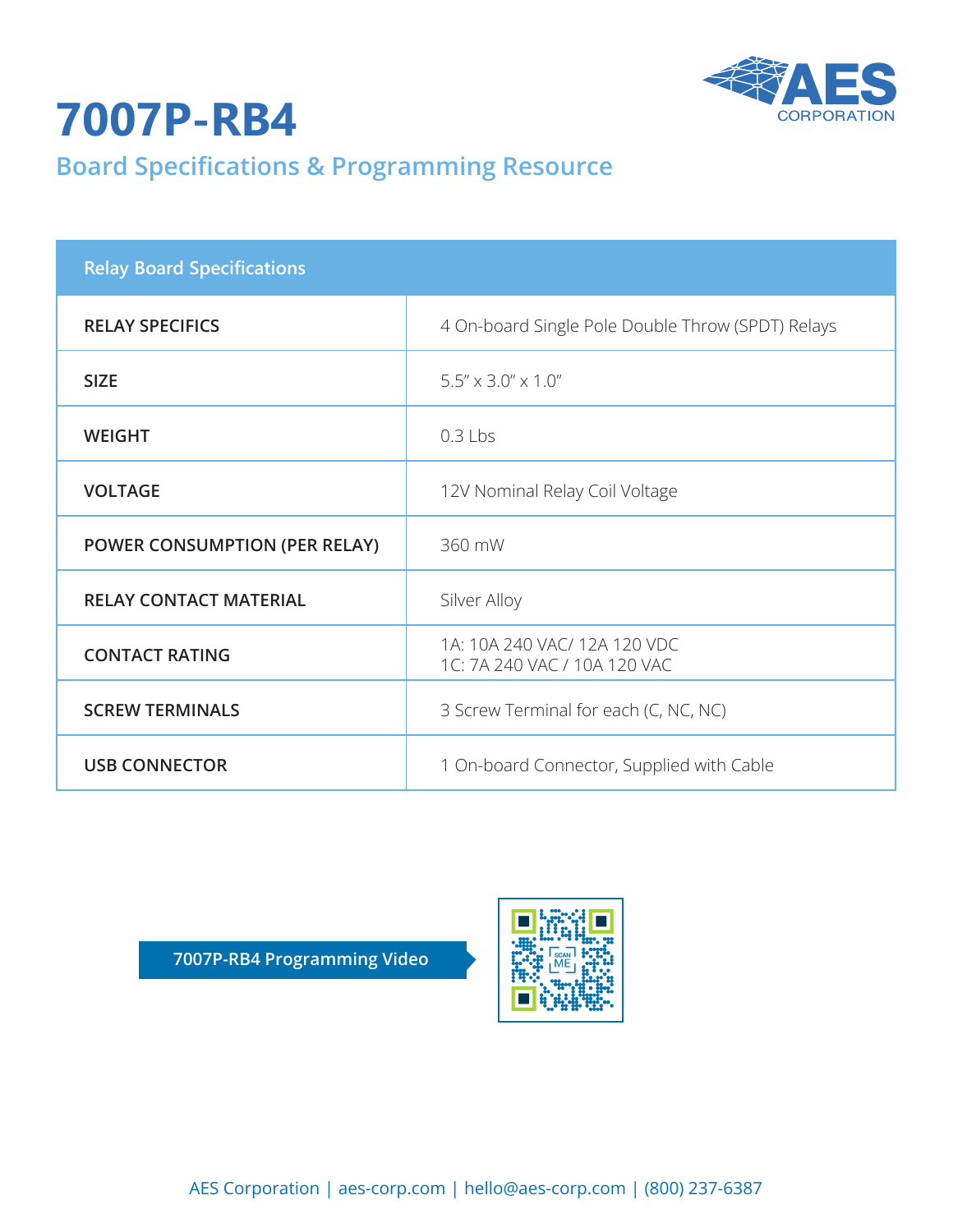# 7007P-RB4

## Board Specifications & Programming Resource

| Relay Board Specifications | |
|---|---|
| **RELAY SPECIFICS** | 4 On-board Single Pole Double Throw (SPDT) Relays |
| **SIZE** | 5.5″ x 3.0″ x 1.0″ |
| **WEIGHT** | 0.3 Lbs |
| **VOLTAGE** | 12V Nominal Relay Coil Voltage |
| **POWER CONSUMPTION (PER RELAY)** | 360 mW |
| **RELAY CONTACT MATERIAL** | Silver Alloy |
| **CONTACT RATING** | 1A: 10A 240 VAC/ 12A 120 VDC<br>1C: 7A 240 VAC / 10A 120 VAC |
| **SCREW TERMINALS** | 3 Screw Terminal for each (C, NC, NC) |
| **USB CONNECTOR** | 1 On-board Connector, Supplied with Cable |

**7007P-RB4 Programming Video**

SCAN ME

AES Corporation | aes-corp.com | hello@aes-corp.com | (800) 237-6387